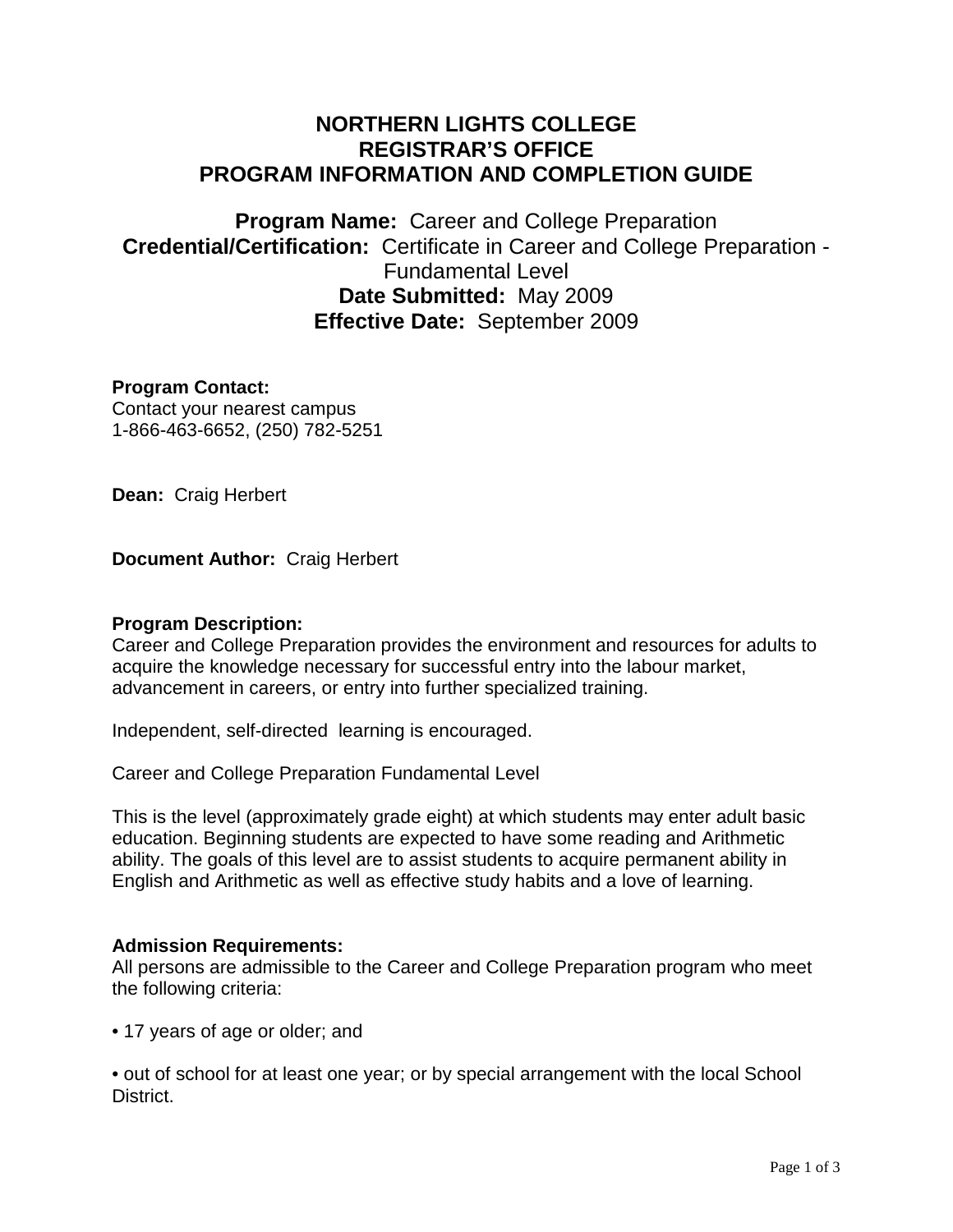# NORTHERN LIGHTS COLLEGE
# REGISTRAR'S OFFICE
# PROGRAM INFORMATION AND COMPLETION GUIDE

## **Program Name:** Career and College Preparation
## **Credential/Certification:** Certificate in Career and College Preparation - Fundamental Level
## **Date Submitted:** May 2009
## **Effective Date:** September 2009

**Program Contact:**
Contact your nearest campus
1-866-463-6652, (250) 782-5251

**Dean:** Craig Herbert

**Document Author:** Craig Herbert

**Program Description:**
Career and College Preparation provides the environment and resources for adults to acquire the knowledge necessary for successful entry into the labour market, advancement in careers, or entry into further specialized training.

Independent, self-directed learning is encouraged.

Career and College Preparation Fundamental Level

This is the level (approximately grade eight) at which students may enter adult basic education. Beginning students are expected to have some reading and Arithmetic ability. The goals of this level are to assist students to acquire permanent ability in English and Arithmetic as well as effective study habits and a love of learning.

**Admission Requirements:**
All persons are admissible to the Career and College Preparation program who meet the following criteria:

• 17 years of age or older; and

• out of school for at least one year; or by special arrangement with the local School District.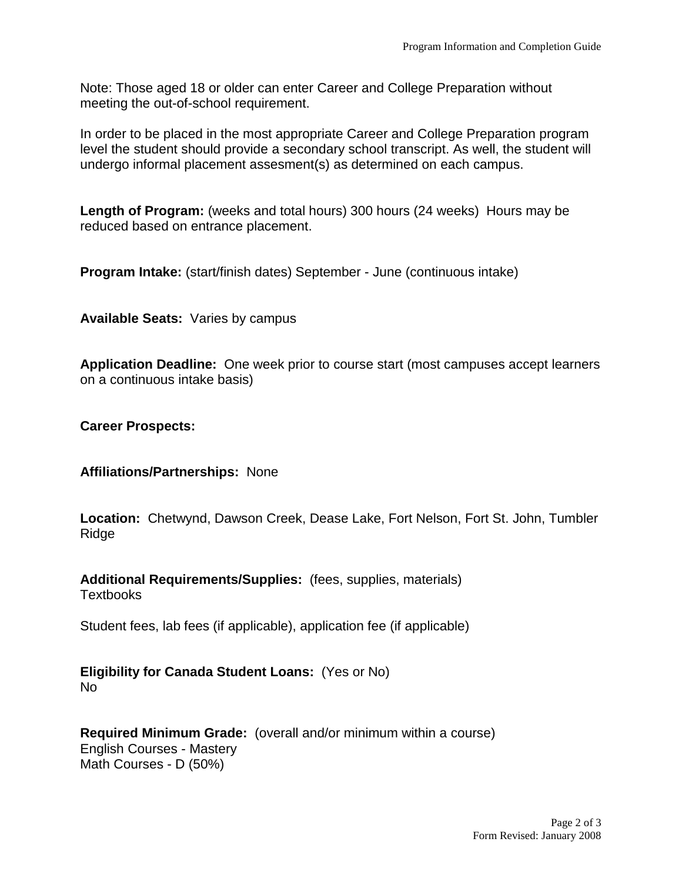Note: Those aged 18 or older can enter Career and College Preparation without meeting the out-of-school requirement.

In order to be placed in the most appropriate Career and College Preparation program level the student should provide a secondary school transcript. As well, the student will undergo informal placement assesment(s) as determined on each campus.

**Length of Program:** (weeks and total hours) 300 hours (24 weeks) Hours may be reduced based on entrance placement.

**Program Intake:** (start/finish dates) September - June (continuous intake)

**Available Seats:** Varies by campus

**Application Deadline:** One week prior to course start (most campuses accept learners on a continuous intake basis)

**Career Prospects:**

**Affiliations/Partnerships:** None

**Location:** Chetwynd, Dawson Creek, Dease Lake, Fort Nelson, Fort St. John, Tumbler Ridge

**Additional Requirements/Supplies:** (fees, supplies, materials)
Textbooks

Student fees, lab fees (if applicable), application fee (if applicable)

**Eligibility for Canada Student Loans:** (Yes or No)
No

**Required Minimum Grade:** (overall and/or minimum within a course)
English Courses - Mastery
Math Courses - D (50%)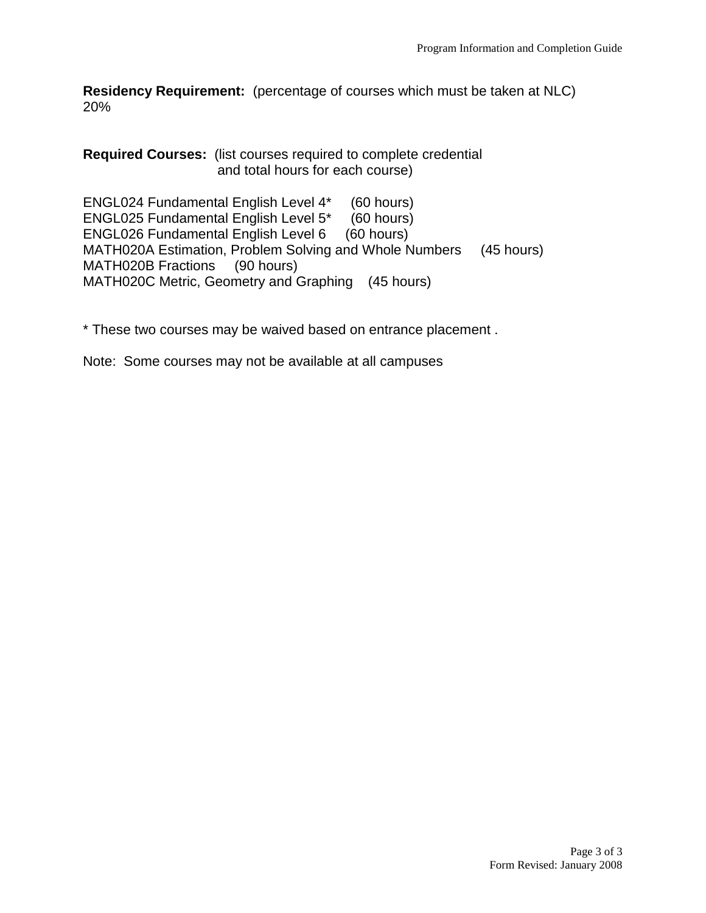**Residency Requirement:** (percentage of courses which must be taken at NLC)
20%

**Required Courses:** (list courses required to complete credential and total hours for each course)

ENGL024 Fundamental English Level 4* (60 hours)
ENGL025 Fundamental English Level 5* (60 hours)
ENGL026 Fundamental English Level 6 (60 hours)
MATH020A Estimation, Problem Solving and Whole Numbers (45 hours)
MATH020B Fractions (90 hours)
MATH020C Metric, Geometry and Graphing (45 hours)

* These two courses may be waived based on entrance placement .

Note: Some courses may not be available at all campuses

Form Revised: January 2008